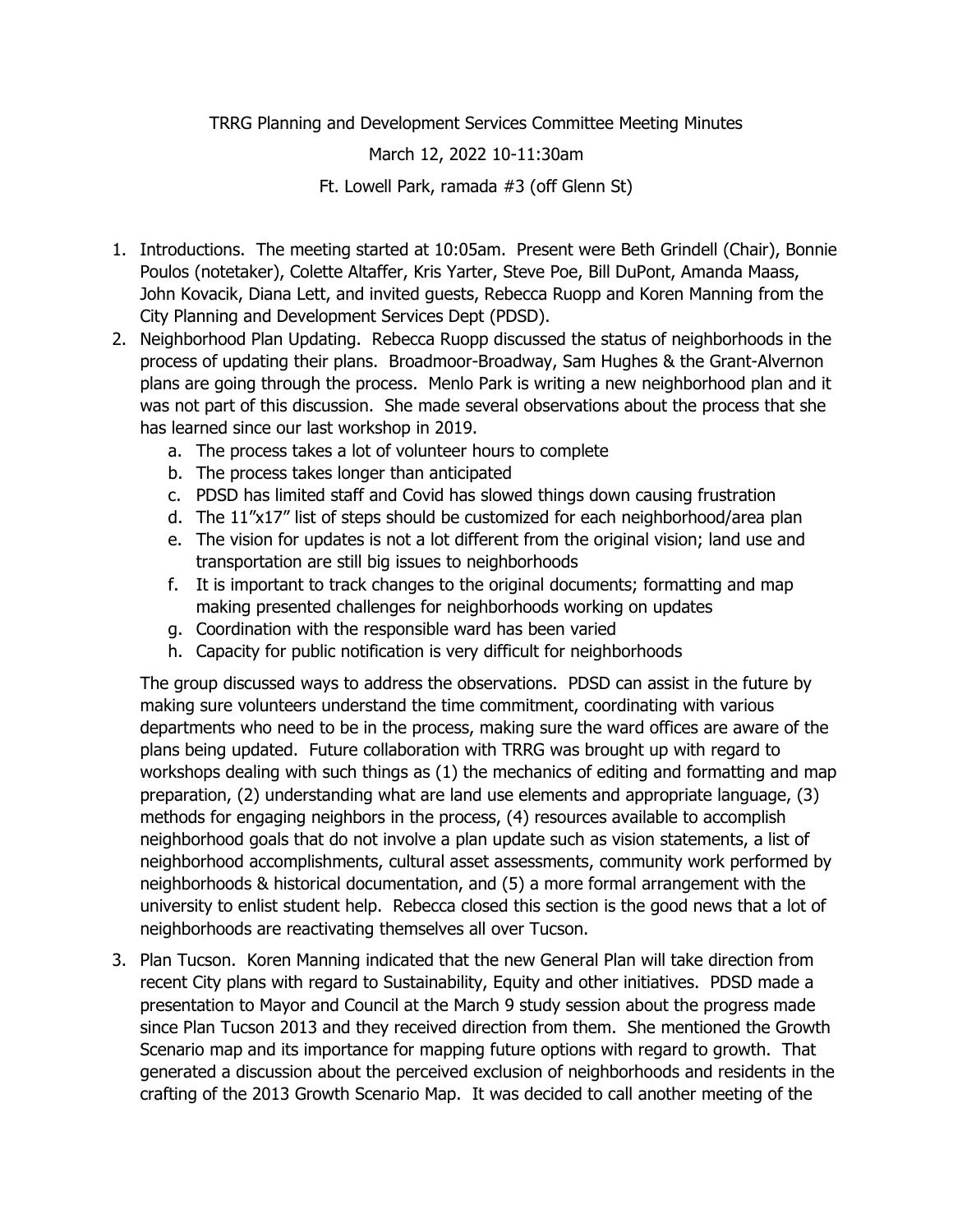TRRG Planning and Development Services Committee Meeting Minutes

March 12, 2022 10-11:30am

Ft. Lowell Park, ramada #3 (off Glenn St)

1. Introductions. The meeting started at 10:05am. Present were Beth Grindell (Chair), Bonnie Poulos (notetaker), Colette Altaffer, Kris Yarter, Steve Poe, Bill DuPont, Amanda Maass, John Kovacik, Diana Lett, and invited guests, Rebecca Ruopp and Koren Manning from the City Planning and Development Services Dept (PDSD).
2. Neighborhood Plan Updating. Rebecca Ruopp discussed the status of neighborhoods in the process of updating their plans. Broadmoor-Broadway, Sam Hughes & the Grant-Alvernon plans are going through the process. Menlo Park is writing a new neighborhood plan and it was not part of this discussion. She made several observations about the process that she has learned since our last workshop in 2019.
   a. The process takes a lot of volunteer hours to complete
   b. The process takes longer than anticipated
   c. PDSD has limited staff and Covid has slowed things down causing frustration
   d. The 11"x17" list of steps should be customized for each neighborhood/area plan
   e. The vision for updates is not a lot different from the original vision; land use and transportation are still big issues to neighborhoods
   f. It is important to track changes to the original documents; formatting and map making presented challenges for neighborhoods working on updates
   g. Coordination with the responsible ward has been varied
   h. Capacity for public notification is very difficult for neighborhoods

   The group discussed ways to address the observations. PDSD can assist in the future by making sure volunteers understand the time commitment, coordinating with various departments who need to be in the process, making sure the ward offices are aware of the plans being updated. Future collaboration with TRRG was brought up with regard to workshops dealing with such things as (1) the mechanics of editing and formatting and map preparation, (2) understanding what are land use elements and appropriate language, (3) methods for engaging neighbors in the process, (4) resources available to accomplish neighborhood goals that do not involve a plan update such as vision statements, a list of neighborhood accomplishments, cultural asset assessments, community work performed by neighborhoods & historical documentation, and (5) a more formal arrangement with the university to enlist student help. Rebecca closed this section is the good news that a lot of neighborhoods are reactivating themselves all over Tucson.

3. Plan Tucson. Koren Manning indicated that the new General Plan will take direction from recent City plans with regard to Sustainability, Equity and other initiatives. PDSD made a presentation to Mayor and Council at the March 9 study session about the progress made since Plan Tucson 2013 and they received direction from them. She mentioned the Growth Scenario map and its importance for mapping future options with regard to growth. That generated a discussion about the perceived exclusion of neighborhoods and residents in the crafting of the 2013 Growth Scenario Map. It was decided to call another meeting of the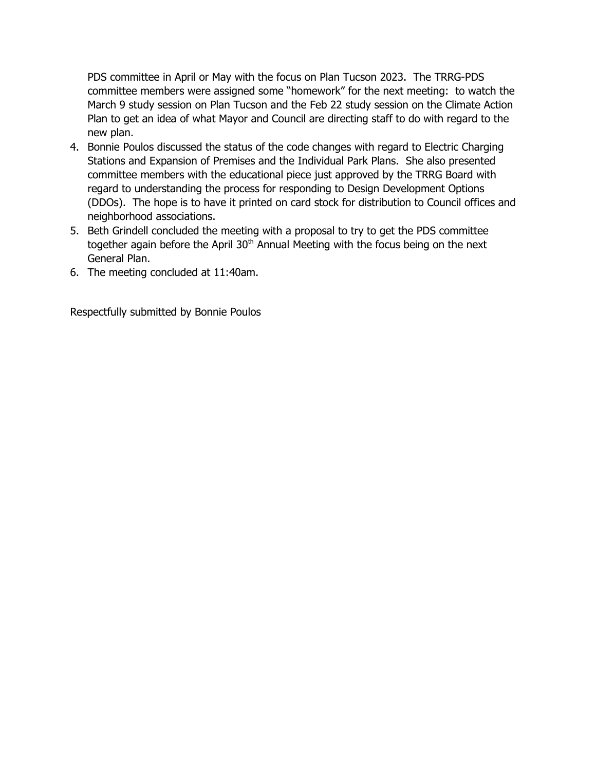PDS committee in April or May with the focus on Plan Tucson 2023. The TRRG-PDS committee members were assigned some "homework" for the next meeting: to watch the March 9 study session on Plan Tucson and the Feb 22 study session on the Climate Action Plan to get an idea of what Mayor and Council are directing staff to do with regard to the new plan.

4. Bonnie Poulos discussed the status of the code changes with regard to Electric Charging Stations and Expansion of Premises and the Individual Park Plans. She also presented committee members with the educational piece just approved by the TRRG Board with regard to understanding the process for responding to Design Development Options (DDOs). The hope is to have it printed on card stock for distribution to Council offices and neighborhood associations.
5. Beth Grindell concluded the meeting with a proposal to try to get the PDS committee together again before the April 30th Annual Meeting with the focus being on the next General Plan.
6. The meeting concluded at 11:40am.

Respectfully submitted by Bonnie Poulos